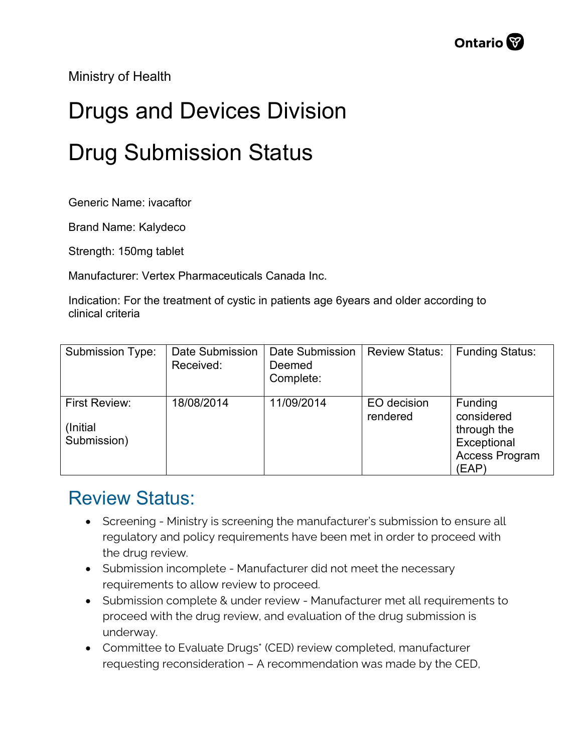Ministry of Health

# Drugs and Devices Division

# Drug Submission Status

Generic Name: ivacaftor

Brand Name: Kalydeco

Strength: 150mg tablet

Manufacturer: Vertex Pharmaceuticals Canada Inc.

Indication: For the treatment of cystic in patients age 6years and older according to clinical criteria

| Submission Type: | Date Submission Received: | Date Submission Deemed Complete: | Review Status: | Funding Status: |
|---|---|---|---|---|
| First Review: (Initial Submission) | 18/08/2014 | 11/09/2014 | EO decision rendered | Funding considered through the Exceptional Access Program (EAP) |

## Review Status:

- Screening - Ministry is screening the manufacturer's submission to ensure all regulatory and policy requirements have been met in order to proceed with the drug review.
- Submission incomplete - Manufacturer did not meet the necessary requirements to allow review to proceed.
- Submission complete & under review - Manufacturer met all requirements to proceed with the drug review, and evaluation of the drug submission is underway.
- Committee to Evaluate Drugs* (CED) review completed, manufacturer requesting reconsideration – A recommendation was made by the CED,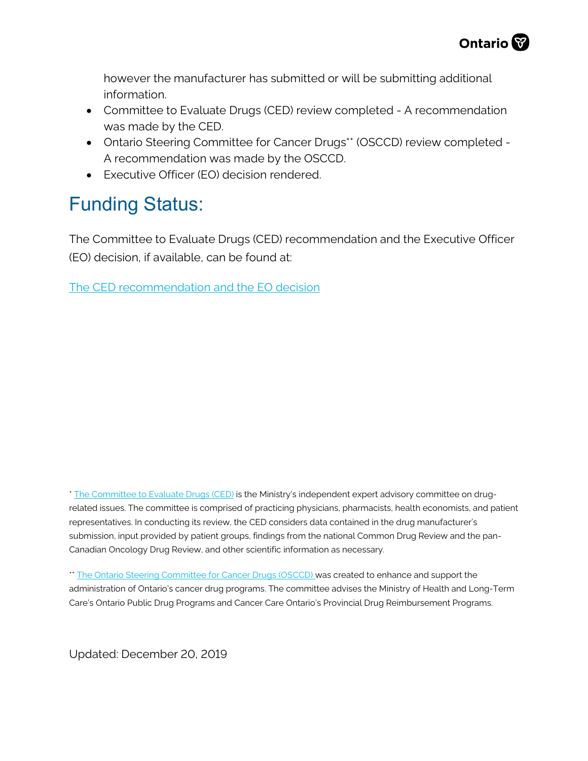however the manufacturer has submitted or will be submitting additional information.

- Committee to Evaluate Drugs (CED) review completed - A recommendation was made by the CED.
- Ontario Steering Committee for Cancer Drugs** (OSCCD) review completed - A recommendation was made by the OSCCD.
- Executive Officer (EO) decision rendered.

## Funding Status:

The Committee to Evaluate Drugs (CED) recommendation and the Executive Officer (EO) decision, if available, can be found at:

The CED recommendation and the EO decision

* The Committee to Evaluate Drugs (CED) is the Ministry's independent expert advisory committee on drug-related issues. The committee is comprised of practicing physicians, pharmacists, health economists, and patient representatives. In conducting its review, the CED considers data contained in the drug manufacturer's submission, input provided by patient groups, findings from the national Common Drug Review and the pan-Canadian Oncology Drug Review, and other scientific information as necessary.

** The Ontario Steering Committee for Cancer Drugs (OSCCD) was created to enhance and support the administration of Ontario's cancer drug programs. The committee advises the Ministry of Health and Long-Term Care's Ontario Public Drug Programs and Cancer Care Ontario's Provincial Drug Reimbursement Programs.

Updated: December 20, 2019